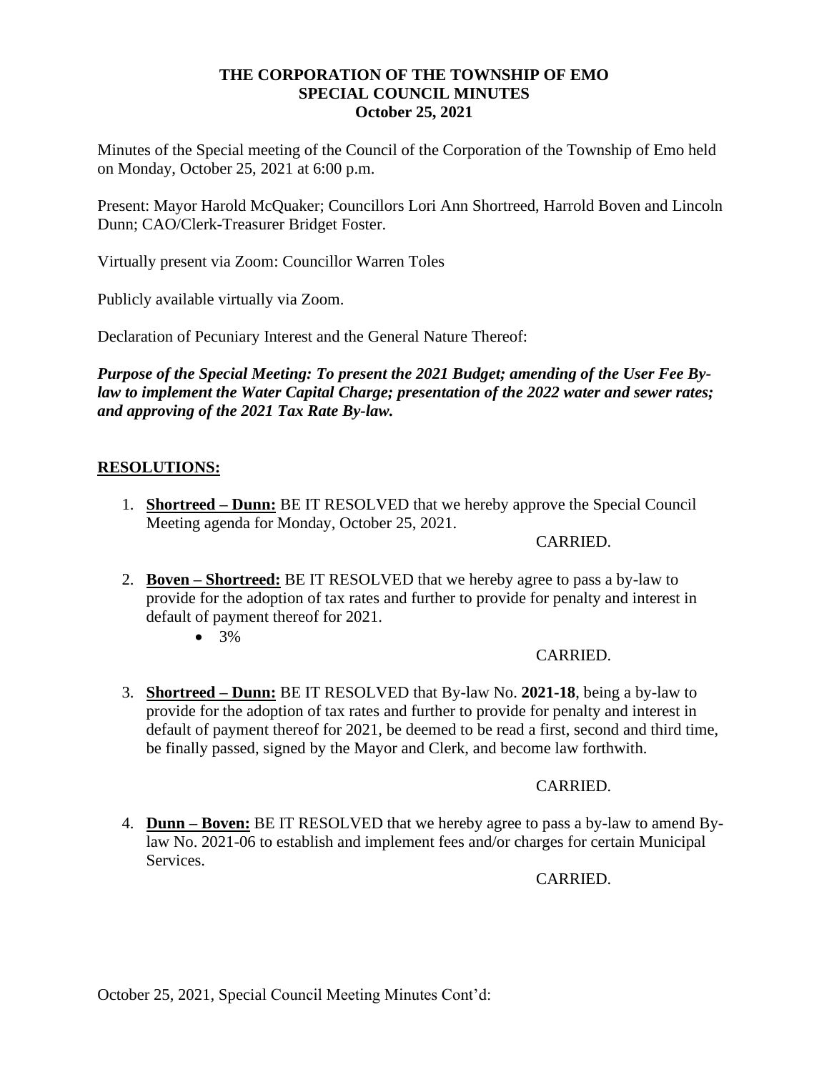**THE CORPORATION OF THE TOWNSHIP OF EMO**
**SPECIAL COUNCIL MINUTES**
**October 25, 2021**

Minutes of the Special meeting of the Council of the Corporation of the Township of Emo held on Monday, October 25, 2021 at 6:00 p.m.

Present: Mayor Harold McQuaker; Councillors Lori Ann Shortreed, Harrold Boven and Lincoln Dunn; CAO/Clerk-Treasurer Bridget Foster.

Virtually present via Zoom: Councillor Warren Toles

Publicly available virtually via Zoom.

Declaration of Pecuniary Interest and the General Nature Thereof:

***Purpose of the Special Meeting: To present the 2021 Budget; amending of the User Fee By-law to implement the Water Capital Charge; presentation of the 2022 water and sewer rates; and approving of the 2021 Tax Rate By-law.***

## RESOLUTIONS:

1. **Shortreed – Dunn:** BE IT RESOLVED that we hereby approve the Special Council Meeting agenda for Monday, October 25, 2021.

   CARRIED.

2. **Boven – Shortreed:** BE IT RESOLVED that we hereby agree to pass a by-law to provide for the adoption of tax rates and further to provide for penalty and interest in default of payment thereof for 2021.
   - 3%

   CARRIED.

3. **Shortreed – Dunn:** BE IT RESOLVED that By-law No. **2021-18**, being a by-law to provide for the adoption of tax rates and further to provide for penalty and interest in default of payment thereof for 2021, be deemed to be read a first, second and third time, be finally passed, signed by the Mayor and Clerk, and become law forthwith.

   CARRIED.

4. **Dunn – Boven:** BE IT RESOLVED that we hereby agree to pass a by-law to amend By-law No. 2021-06 to establish and implement fees and/or charges for certain Municipal Services.

   CARRIED.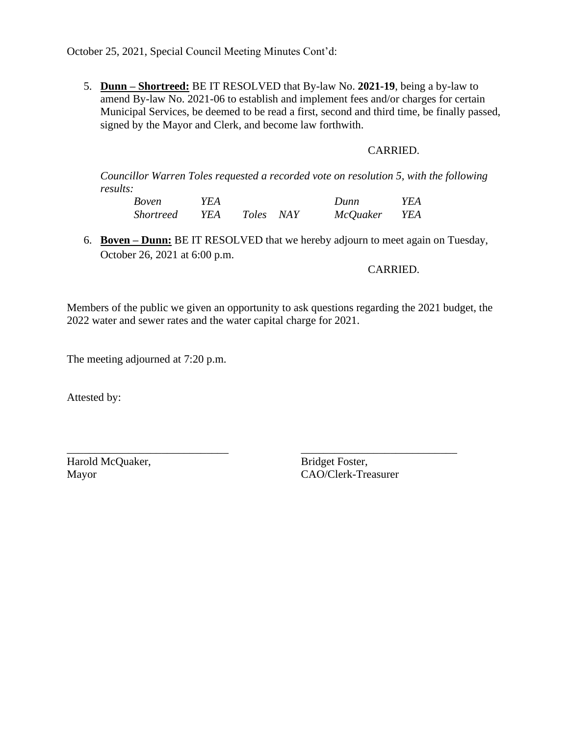October 25, 2021, Special Council Meeting Minutes Cont'd:

5. **Dunn – Shortreed:** BE IT RESOLVED that By-law No. **2021-19**, being a by-law to amend By-law No. 2021-06 to establish and implement fees and/or charges for certain Municipal Services, be deemed to be read a first, second and third time, be finally passed, signed by the Mayor and Clerk, and become law forthwith.

   CARRIED.

   *Councillor Warren Toles requested a recorded vote on resolution 5, with the following results:*

   | | | | | | |
   |---|---|---|---|---|---|
   | *Boven* | *YEA* | | | *Dunn* | *YEA* |
   | *Shortreed* | *YEA* | *Toles* | *NAY* | *McQuaker* | *YEA* |

6. **Boven – Dunn:** BE IT RESOLVED that we hereby adjourn to meet again on Tuesday, October 26, 2021 at 6:00 p.m.

   CARRIED.

Members of the public we given an opportunity to ask questions regarding the 2021 budget, the 2022 water and sewer rates and the water capital charge for 2021.

The meeting adjourned at 7:20 p.m.

Attested by:

_____________________________ _____________________________

Harold McQuaker,
Mayor

Bridget Foster,
CAO/Clerk-Treasurer